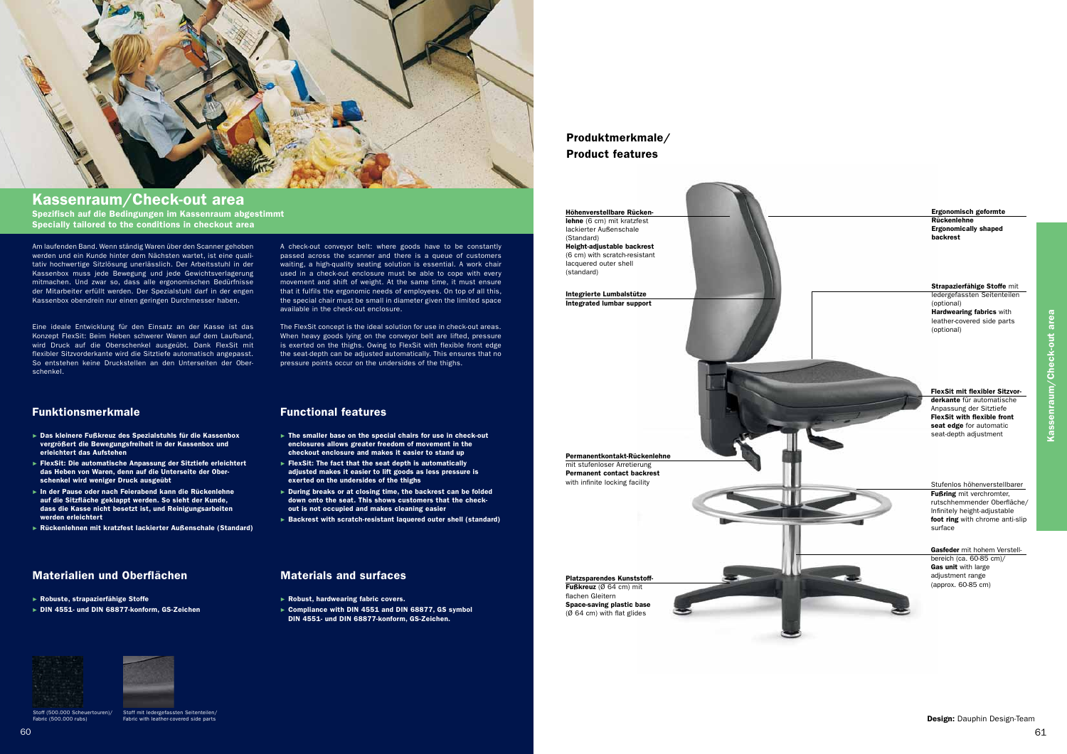# Kassenraum/Check-out area

**Spezifisch auf die Bedingungen im Kassenraum abgestimmt**
**Specially tailored to the conditions in checkout area**

Am laufenden Band. Wenn ständig Waren über den Scanner gehoben werden und ein Kunde hinter dem Nächsten wartet, ist eine qualitativ hochwertige Sitzlösung unerlässlich. Der Arbeitsstuhl in der Kassenbox muss jede Bewegung und jede Gewichtsverlagerung mitmachen. Und zwar so, dass alle ergonomischen Bedürfnisse der Mitarbeiter erfüllt werden. Der Spezialstuhl darf in der engen Kassenbox obendrein nur einen geringen Durchmesser haben.

Eine ideale Entwicklung für den Einsatz an der Kasse ist das Konzept FlexSit: Beim Heben schwerer Waren auf dem Laufband, wird Druck auf die Oberschenkel ausgeübt. Dank FlexSit mit flexibler Sitzvorderkante wird die Sitztiefe automatisch angepasst. So entstehen keine Druckstellen an den Unterseiten der Oberschenkel.

A check-out conveyor belt: where goods have to be constantly passed across the scanner and there is a queue of customers waiting, a high-quality seating solution is essential. A work chair used in a check-out enclosure must be able to cope with every movement and shift of weight. At the same time, it must ensure that it fulfils the ergonomic needs of employees. On top of all this, the special chair must be small in diameter given the limited space available in the check-out enclosure.

The FlexSit concept is the ideal solution for use in check-out areas. When heavy goods lying on the conveyor belt are lifted, pressure is exerted on the thighs. Owing to FlexSit with flexible front edge the seat-depth can be adjusted automatically. This ensures that no pressure points occur on the undersides of the thighs.

## Funktionsmerkmale

- **Das kleinere Fußkreuz des Spezialstuhls für die Kassenbox vergrößert die Bewegungsfreiheit in der Kassenbox und erleichtert das Aufstehen**
- **FlexSit: Die automatische Anpassung der Sitztiefe erleichtert das Heben von Waren, denn auf die Unterseite der Oberschenkel wird weniger Druck ausgeübt**
- **In der Pause oder nach Feierabend kann die Rückenlehne auf die Sitzfläche geklappt werden. So sieht der Kunde, dass die Kasse nicht besetzt ist, und Reinigungsarbeiten werden erleichtert**
- **Rückenlehnen mit kratzfest lackierter Außenschale (Standard)**

## Functional features

- **The smaller base on the special chairs for use in check-out enclosures allows greater freedom of movement in the checkout enclosure and makes it easier to stand up**
- **FlexSit: The fact that the seat depth is automatically adjusted makes it easier to lift goods as less pressure is exerted on the undersides of the thighs**
- **During breaks or at closing time, the backrest can be folded down onto the seat. This shows customers that the check-out is not occupied and makes cleaning easier**
- **Backrest with scratch-resistant laquered outer shell (standard)**

## Materialien und Oberflächen

- **Robuste, strapazierfähige Stoffe**
- **DIN 4551- und DIN 68877-konform, GS-Zeichen**

## Materials and surfaces

- **Robust, hardwearing fabric covers.**
- **Compliance with DIN 4551 and DIN 68877, GS symbol DIN 4551- und DIN 68877-konform, GS-Zeichen.**

Stoff (500.000 Scheuertouren)/ Fabric (500.000 rubs)

Stoff mit ledergefassten Seitenteilen/ Fabric with leather-covered side parts

## Produktmerkmale/ Product features

**Höhenverstellbare Rückenlehne** (6 cm) mit kratzfest lackierter Außenschale (Standard)
**Height-adjustable backrest** (6 cm) with scratch-resistant lacquered outer shell (standard)

**Integrierte Lumbalstütze**
**Integrated lumbar support**

**Permanentkontakt-Rückenlehne** mit stufenloser Arretierung
**Permanent contact backrest** with infinite locking facility

**Platzsparendes Kunststoff-Fußkreuz** (Ø 64 cm) mit flachen Gleitern
**Space-saving plastic base** (Ø 64 cm) with flat glides

**Ergonomisch geformte Rückenlehne**
**Ergonomically shaped backrest**

**Strapazierfähige Stoffe** mit ledergefassten Seitenteilen (optional)
**Hardwearing fabrics** with leather-covered side parts (optional)

**FlexSit mit flexibler Sitzvorderkante** für automatische Anpassung der Sitztiefe
**FlexSit with flexible front seat edge** for automatic seat-depth adjustment

Stufenlos höhenverstellbarer **Fußring** mit verchromter, rutschhemmender Oberfläche/ Infinitely height-adjustable **foot ring** with chrome anti-slip surface

**Gasfeder** mit hohem Verstellbereich (ca. 60-85 cm)/ **Gas unit** with large adjustment range (approx. 60-85 cm)

**Design:** Dauphin Design-Team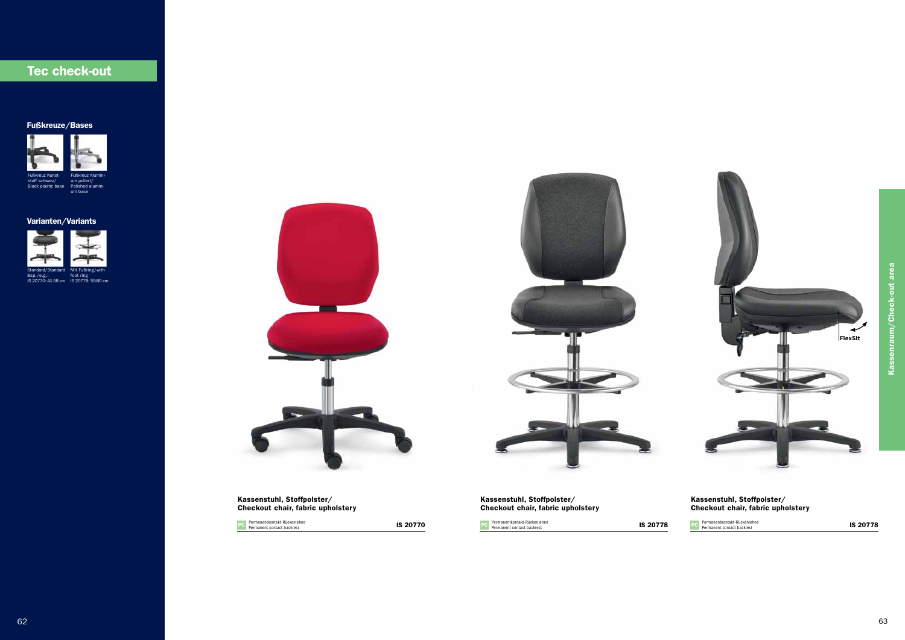## Tec check-out

### Fußkreuze/Bases

Fußkreuz Kunststoff schwarz/ Black plastic base

Fußkreuz Aluminium poliert/ Polished aluminium base

### Varianten/Variants

Standard/Standard
Bsp./e.g.:
IS 20770: 41-58 cm

Mit Fußring/with foot ring
IS 20778: 55-80 cm

**Kassenstuhl, Stoffpolster/**
**Checkout chair, fabric upholstery**

PC Permanentkontakt-Rückenlehne
Permanent contact backrest

**IS 20770**

**Kassenstuhl, Stoffpolster/**
**Checkout chair, fabric upholstery**

PC Permanentkontakt-Rückenlehne
Permanent contact backrest

**IS 20778**

FlexSit

**Kassenstuhl, Stoffpolster/**
**Checkout chair, fabric upholstery**

PC Permanentkontakt-Rückenlehne
Permanent contact backrest

**IS 20778**

Kassenraum/Check-out area